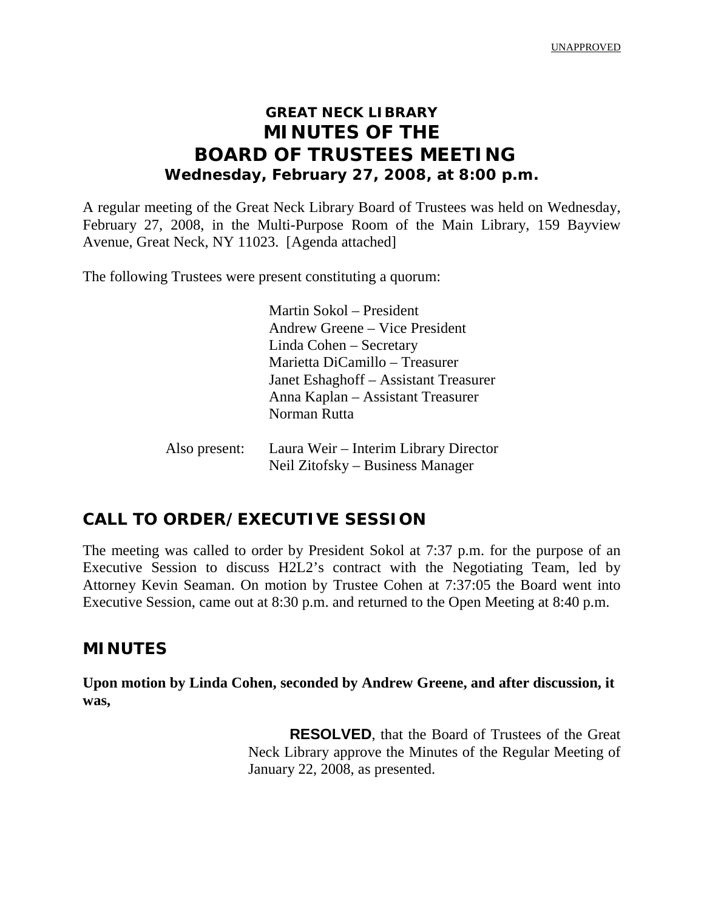UNAPPROVED

# GREAT NECK LIBRARY
# MINUTES OF THE
# BOARD OF TRUSTEES MEETING
### Wednesday, February 27, 2008, at 8:00 p.m.

A regular meeting of the Great Neck Library Board of Trustees was held on Wednesday, February 27, 2008, in the Multi-Purpose Room of the Main Library, 159 Bayview Avenue, Great Neck, NY 11023. [Agenda attached]

The following Trustees were present constituting a quorum:

Martin Sokol – President
Andrew Greene – Vice President
Linda Cohen – Secretary
Marietta DiCamillo – Treasurer
Janet Eshaghoff – Assistant Treasurer
Anna Kaplan – Assistant Treasurer
Norman Rutta

Also present: Laura Weir – Interim Library Director
Neil Zitofsky – Business Manager

## CALL TO ORDER/EXECUTIVE SESSION

The meeting was called to order by President Sokol at 7:37 p.m. for the purpose of an Executive Session to discuss H2L2's contract with the Negotiating Team, led by Attorney Kevin Seaman. On motion by Trustee Cohen at 7:37:05 the Board went into Executive Session, came out at 8:30 p.m. and returned to the Open Meeting at 8:40 p.m.

## MINUTES

**Upon motion by Linda Cohen, seconded by Andrew Greene, and after discussion, it was,**

**RESOLVED**, that the Board of Trustees of the Great Neck Library approve the Minutes of the Regular Meeting of January 22, 2008, as presented.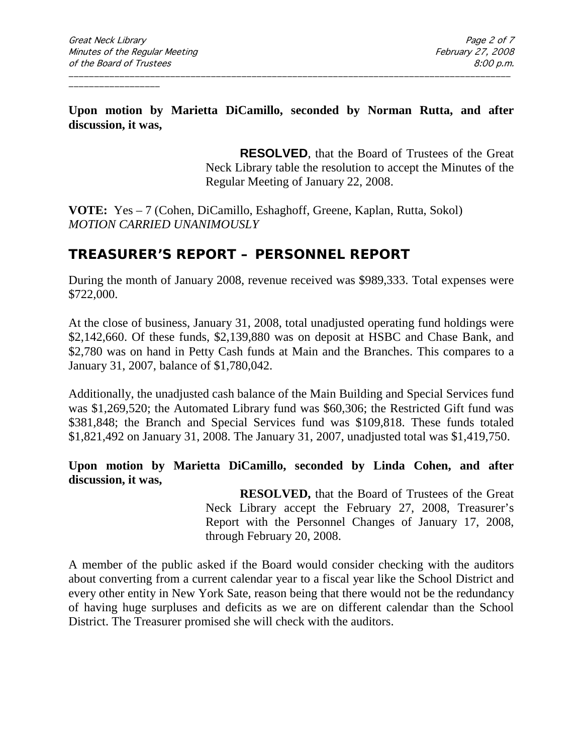**Upon motion by Marietta DiCamillo, seconded by Norman Rutta, and after discussion, it was,**

> **RESOLVED**, that the Board of Trustees of the Great Neck Library table the resolution to accept the Minutes of the Regular Meeting of January 22, 2008.

**VOTE:** Yes – 7 (Cohen, DiCamillo, Eshaghoff, Greene, Kaplan, Rutta, Sokol)
*MOTION CARRIED UNANIMOUSLY*

## TREASURER'S REPORT – PERSONNEL REPORT

During the month of January 2008, revenue received was $989,333. Total expenses were $722,000.

At the close of business, January 31, 2008, total unadjusted operating fund holdings were $2,142,660. Of these funds, $2,139,880 was on deposit at HSBC and Chase Bank, and $2,780 was on hand in Petty Cash funds at Main and the Branches. This compares to a January 31, 2007, balance of $1,780,042.

Additionally, the unadjusted cash balance of the Main Building and Special Services fund was $1,269,520; the Automated Library fund was $60,306; the Restricted Gift fund was $381,848; the Branch and Special Services fund was $109,818. These funds totaled $1,821,492 on January 31, 2008. The January 31, 2007, unadjusted total was $1,419,750.

**Upon motion by Marietta DiCamillo, seconded by Linda Cohen, and after discussion, it was,**

> **RESOLVED,** that the Board of Trustees of the Great Neck Library accept the February 27, 2008, Treasurer's Report with the Personnel Changes of January 17, 2008, through February 20, 2008.

A member of the public asked if the Board would consider checking with the auditors about converting from a current calendar year to a fiscal year like the School District and every other entity in New York Sate, reason being that there would not be the redundancy of having huge surpluses and deficits as we are on different calendar than the School District. The Treasurer promised she will check with the auditors.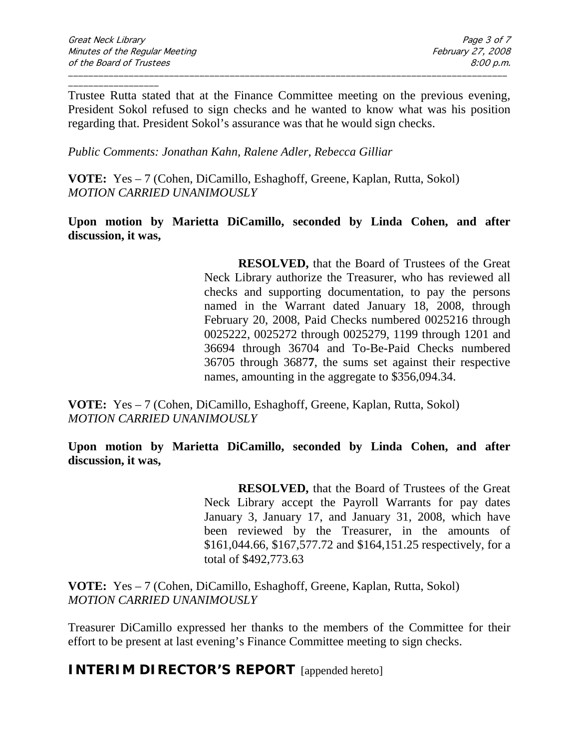Trustee Rutta stated that at the Finance Committee meeting on the previous evening, President Sokol refused to sign checks and he wanted to know what was his position regarding that. President Sokol's assurance was that he would sign checks.

*Public Comments: Jonathan Kahn, Ralene Adler, Rebecca Gilliar*

**VOTE:** Yes – 7 (Cohen, DiCamillo, Eshaghoff, Greene, Kaplan, Rutta, Sokol)
*MOTION CARRIED UNANIMOUSLY*

**Upon motion by Marietta DiCamillo, seconded by Linda Cohen, and after discussion, it was,**

> **RESOLVED,** that the Board of Trustees of the Great Neck Library authorize the Treasurer, who has reviewed all checks and supporting documentation, to pay the persons named in the Warrant dated January 18, 2008, through February 20, 2008, Paid Checks numbered 0025216 through 0025222, 0025272 through 0025279, 1199 through 1201 and 36694 through 36704 and To-Be-Paid Checks numbered 36705 through 3687**7**, the sums set against their respective names, amounting in the aggregate to $356,094.34.

**VOTE:** Yes – 7 (Cohen, DiCamillo, Eshaghoff, Greene, Kaplan, Rutta, Sokol)
*MOTION CARRIED UNANIMOUSLY*

**Upon motion by Marietta DiCamillo, seconded by Linda Cohen, and after discussion, it was,**

> **RESOLVED,** that the Board of Trustees of the Great Neck Library accept the Payroll Warrants for pay dates January 3, January 17, and January 31, 2008, which have been reviewed by the Treasurer, in the amounts of $161,044.66, $167,577.72 and $164,151.25 respectively, for a total of $492,773.63

**VOTE:** Yes – 7 (Cohen, DiCamillo, Eshaghoff, Greene, Kaplan, Rutta, Sokol)
*MOTION CARRIED UNANIMOUSLY*

Treasurer DiCamillo expressed her thanks to the members of the Committee for their effort to be present at last evening's Finance Committee meeting to sign checks.

## INTERIM DIRECTOR'S REPORT [appended hereto]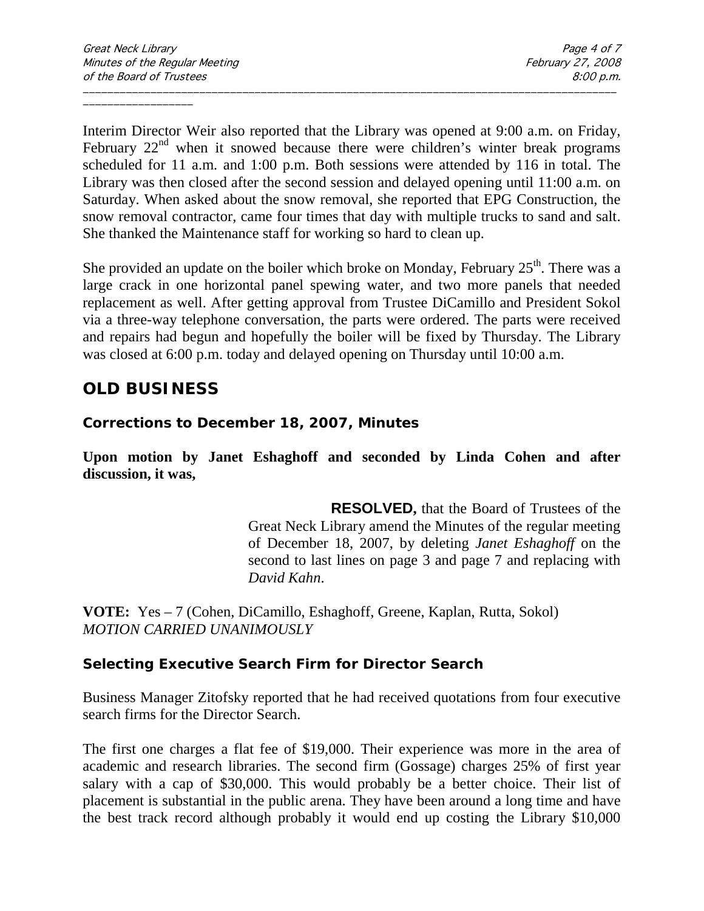Interim Director Weir also reported that the Library was opened at 9:00 a.m. on Friday, February 22nd when it snowed because there were children's winter break programs scheduled for 11 a.m. and 1:00 p.m. Both sessions were attended by 116 in total. The Library was then closed after the second session and delayed opening until 11:00 a.m. on Saturday. When asked about the snow removal, she reported that EPG Construction, the snow removal contractor, came four times that day with multiple trucks to sand and salt. She thanked the Maintenance staff for working so hard to clean up.

She provided an update on the boiler which broke on Monday, February 25th. There was a large crack in one horizontal panel spewing water, and two more panels that needed replacement as well. After getting approval from Trustee DiCamillo and President Sokol via a three-way telephone conversation, the parts were ordered. The parts were received and repairs had begun and hopefully the boiler will be fixed by Thursday. The Library was closed at 6:00 p.m. today and delayed opening on Thursday until 10:00 a.m.

## OLD BUSINESS

### Corrections to December 18, 2007, Minutes

**Upon motion by Janet Eshaghoff and seconded by Linda Cohen and after discussion, it was,**

> **RESOLVED,** that the Board of Trustees of the Great Neck Library amend the Minutes of the regular meeting of December 18, 2007, by deleting *Janet Eshaghoff* on the second to last lines on page 3 and page 7 and replacing with *David Kahn*.

**VOTE:** Yes – 7 (Cohen, DiCamillo, Eshaghoff, Greene, Kaplan, Rutta, Sokol)
*MOTION CARRIED UNANIMOUSLY*

### Selecting Executive Search Firm for Director Search

Business Manager Zitofsky reported that he had received quotations from four executive search firms for the Director Search.

The first one charges a flat fee of $19,000. Their experience was more in the area of academic and research libraries. The second firm (Gossage) charges 25% of first year salary with a cap of $30,000. This would probably be a better choice. Their list of placement is substantial in the public arena. They have been around a long time and have the best track record although probably it would end up costing the Library $10,000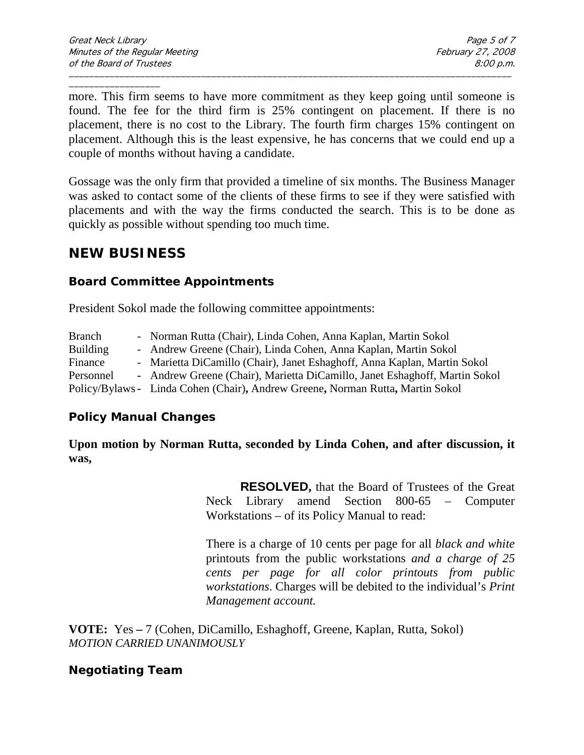more. This firm seems to have more commitment as they keep going until someone is found. The fee for the third firm is 25% contingent on placement. If there is no placement, there is no cost to the Library. The fourth firm charges 15% contingent on placement. Although this is the least expensive, he has concerns that we could end up a couple of months without having a candidate.

Gossage was the only firm that provided a timeline of six months. The Business Manager was asked to contact some of the clients of these firms to see if they were satisfied with placements and with the way the firms conducted the search. This is to be done as quickly as possible without spending too much time.

## NEW BUSINESS

### Board Committee Appointments

President Sokol made the following committee appointments:

| | |
|---|---|
| Branch | - Norman Rutta (Chair), Linda Cohen, Anna Kaplan, Martin Sokol |
| Building | - Andrew Greene (Chair), Linda Cohen, Anna Kaplan, Martin Sokol |
| Finance | - Marietta DiCamillo (Chair), Janet Eshaghoff, Anna Kaplan, Martin Sokol |
| Personnel | - Andrew Greene (Chair), Marietta DiCamillo, Janet Eshaghoff, Martin Sokol |
| Policy/Bylaws | - Linda Cohen (Chair), Andrew Greene, Norman Rutta, Martin Sokol |

### Policy Manual Changes

**Upon motion by Norman Rutta, seconded by Linda Cohen, and after discussion, it was,**

> **RESOLVED,** that the Board of Trustees of the Great Neck Library amend Section 800-65 – Computer Workstations – of its Policy Manual to read:
>
> There is a charge of 10 cents per page for all *black and white* printouts from the public workstations *and a charge of 25 cents per page for all color printouts from public workstations*. Charges will be debited to the individual's *Print Management account.*

**VOTE:** Yes **–** 7 (Cohen, DiCamillo, Eshaghoff, Greene, Kaplan, Rutta, Sokol)
*MOTION CARRIED UNANIMOUSLY*

### Negotiating Team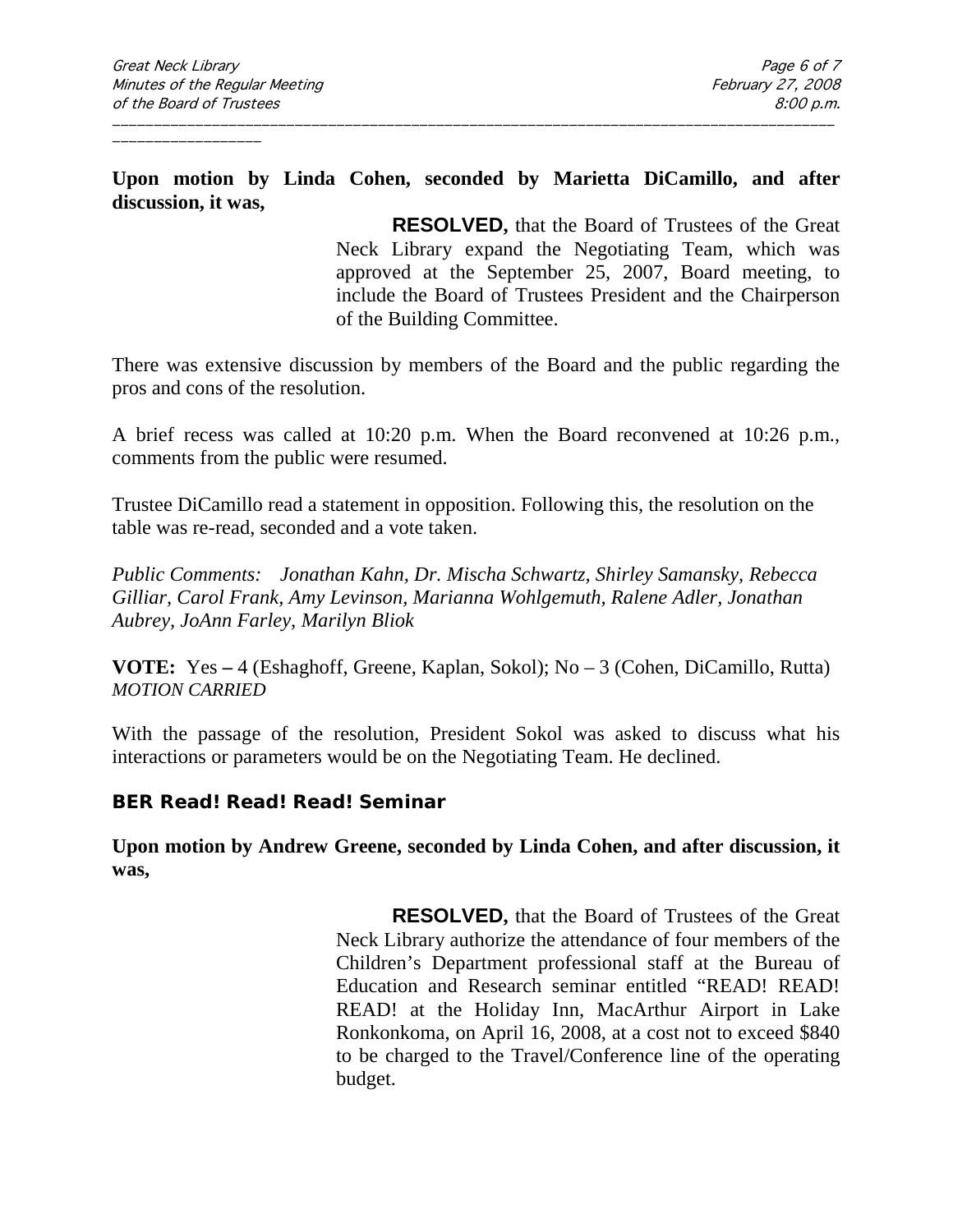**Upon motion by Linda Cohen, seconded by Marietta DiCamillo, and after discussion, it was,**

> **RESOLVED,** that the Board of Trustees of the Great Neck Library expand the Negotiating Team, which was approved at the September 25, 2007, Board meeting, to include the Board of Trustees President and the Chairperson of the Building Committee.

There was extensive discussion by members of the Board and the public regarding the pros and cons of the resolution.

A brief recess was called at 10:20 p.m. When the Board reconvened at 10:26 p.m., comments from the public were resumed.

Trustee DiCamillo read a statement in opposition. Following this, the resolution on the table was re-read, seconded and a vote taken.

*Public Comments: Jonathan Kahn, Dr. Mischa Schwartz, Shirley Samansky, Rebecca Gilliar, Carol Frank, Amy Levinson, Marianna Wohlgemuth, Ralene Adler, Jonathan Aubrey, JoAnn Farley, Marilyn Bliok*

**VOTE:** Yes **–** 4 (Eshaghoff, Greene, Kaplan, Sokol); No – 3 (Cohen, DiCamillo, Rutta)
*MOTION CARRIED*

With the passage of the resolution, President Sokol was asked to discuss what his interactions or parameters would be on the Negotiating Team. He declined.

### BER Read! Read! Read! Seminar

**Upon motion by Andrew Greene, seconded by Linda Cohen, and after discussion, it was,**

> **RESOLVED,** that the Board of Trustees of the Great Neck Library authorize the attendance of four members of the Children's Department professional staff at the Bureau of Education and Research seminar entitled "READ! READ! READ! at the Holiday Inn, MacArthur Airport in Lake Ronkonkoma, on April 16, 2008, at a cost not to exceed $840 to be charged to the Travel/Conference line of the operating budget.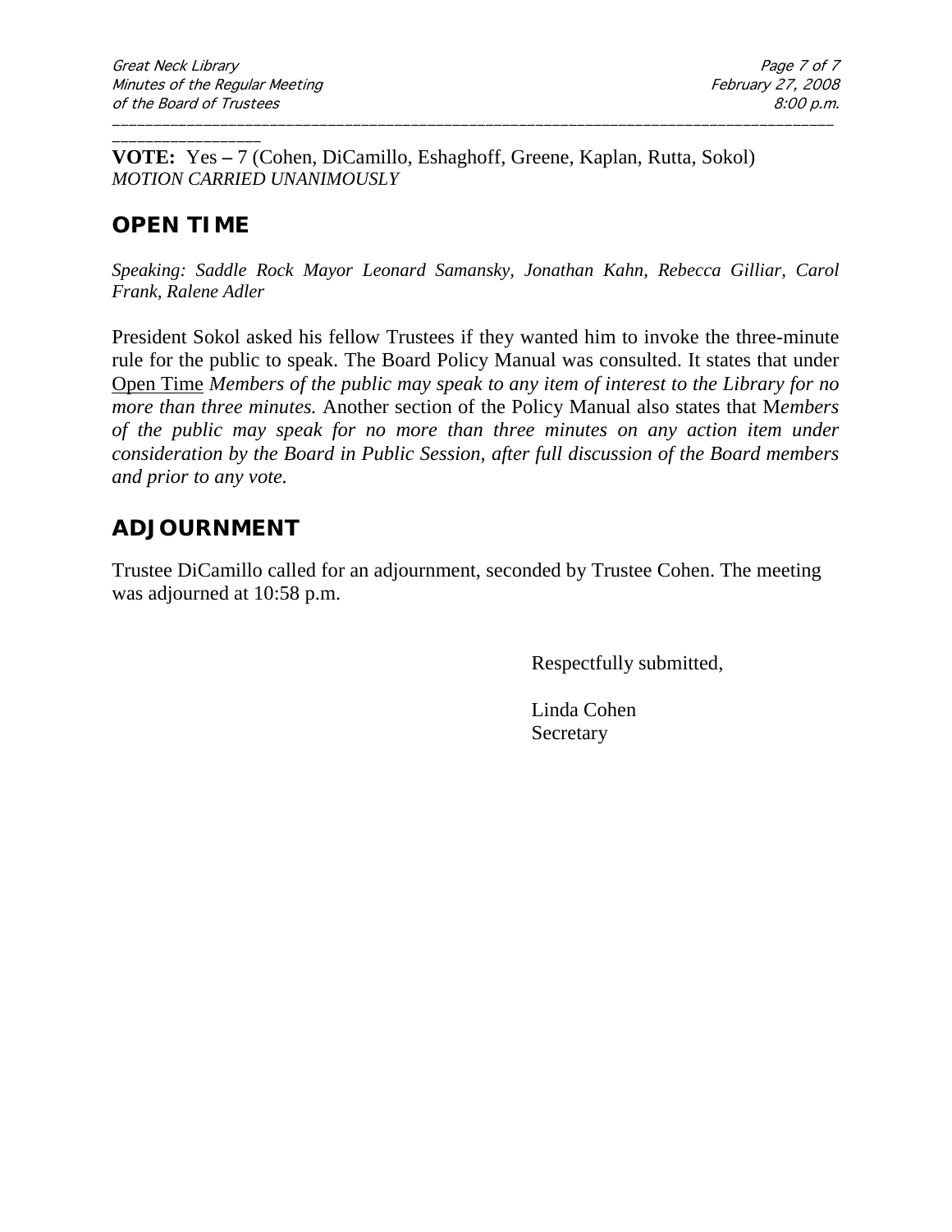**VOTE:** Yes **–** 7 (Cohen, DiCamillo, Eshaghoff, Greene, Kaplan, Rutta, Sokol)
*MOTION CARRIED UNANIMOUSLY*

## OPEN TIME

*Speaking: Saddle Rock Mayor Leonard Samansky, Jonathan Kahn, Rebecca Gilliar, Carol Frank, Ralene Adler*

President Sokol asked his fellow Trustees if they wanted him to invoke the three-minute rule for the public to speak. The Board Policy Manual was consulted. It states that under Open Time *Members of the public may speak to any item of interest to the Library for no more than three minutes.* Another section of the Policy Manual also states that M*embers of the public may speak for no more than three minutes on any action item under consideration by the Board in Public Session, after full discussion of the Board members and prior to any vote.*

## ADJOURNMENT

Trustee DiCamillo called for an adjournment, seconded by Trustee Cohen. The meeting was adjourned at 10:58 p.m.

Respectfully submitted,

Linda Cohen
Secretary